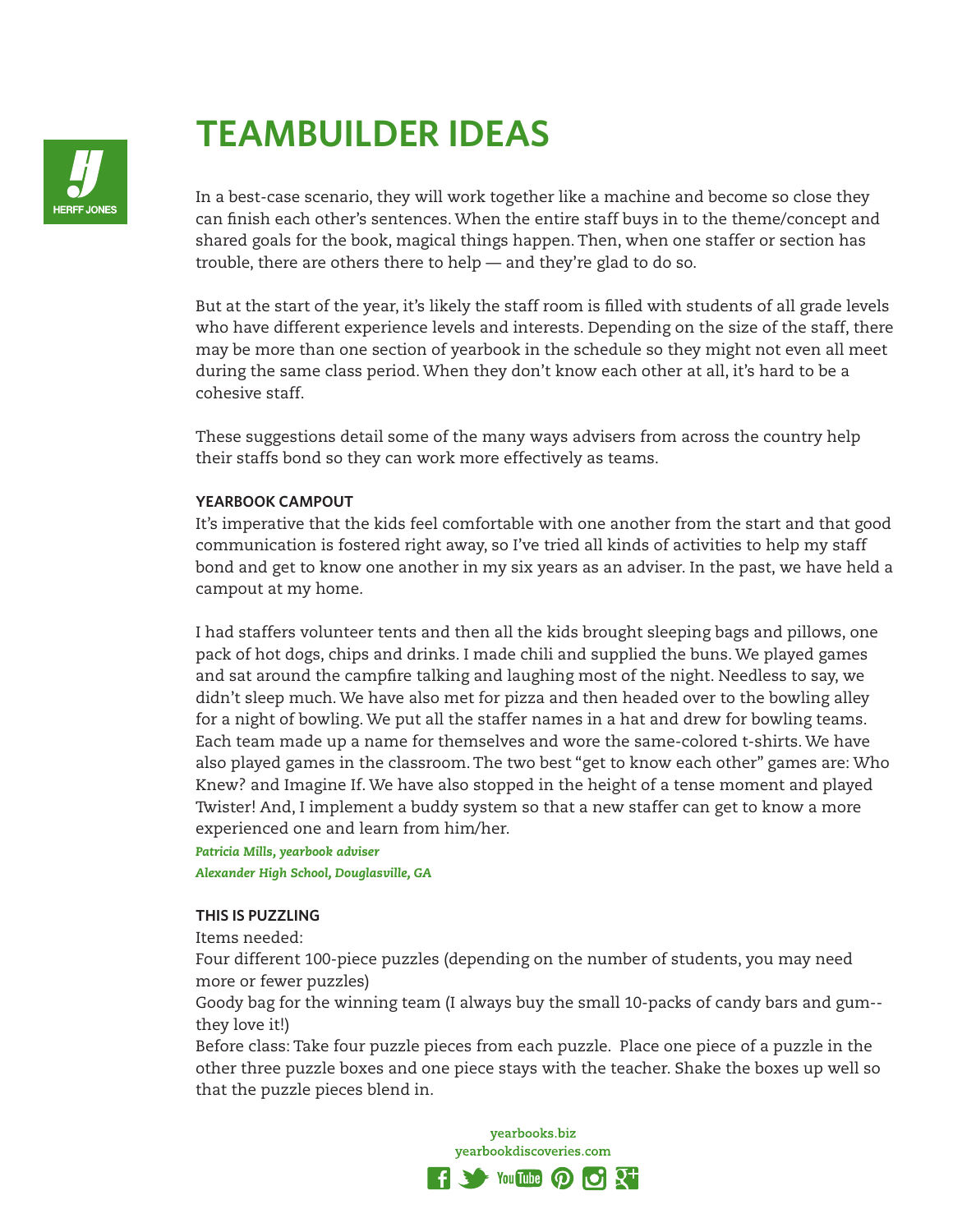# TEAMBUILDER IDEAS

In a best-case scenario, they will work together like a machine and become so close they can finish each other's sentences. When the entire staff buys in to the theme/concept and shared goals for the book, magical things happen. Then, when one staffer or section has trouble, there are others there to help — and they're glad to do so.

But at the start of the year, it's likely the staff room is filled with students of all grade levels who have different experience levels and interests. Depending on the size of the staff, there may be more than one section of yearbook in the schedule so they might not even all meet during the same class period. When they don't know each other at all, it's hard to be a cohesive staff.

These suggestions detail some of the many ways advisers from across the country help their staffs bond so they can work more effectively as teams.

**YEARBOOK CAMPOUT**

It's imperative that the kids feel comfortable with one another from the start and that good communication is fostered right away, so I've tried all kinds of activities to help my staff bond and get to know one another in my six years as an adviser. In the past, we have held a campout at my home.

I had staffers volunteer tents and then all the kids brought sleeping bags and pillows, one pack of hot dogs, chips and drinks. I made chili and supplied the buns. We played games and sat around the campfire talking and laughing most of the night. Needless to say, we didn't sleep much. We have also met for pizza and then headed over to the bowling alley for a night of bowling. We put all the staffer names in a hat and drew for bowling teams. Each team made up a name for themselves and wore the same-colored t-shirts. We have also played games in the classroom. The two best "get to know each other" games are: Who Knew? and Imagine If. We have also stopped in the height of a tense moment and played Twister! And, I implement a buddy system so that a new staffer can get to know a more experienced one and learn from him/her.

***Patricia Mills, yearbook adviser***
***Alexander High School, Douglasville, GA***

**THIS IS PUZZLING**

Items needed:

Four different 100-piece puzzles (depending on the number of students, you may need more or fewer puzzles)

Goody bag for the winning team (I always buy the small 10-packs of candy bars and gum--they love it!)

Before class: Take four puzzle pieces from each puzzle. Place one piece of a puzzle in the other three puzzle boxes and one piece stays with the teacher. Shake the boxes up well so that the puzzle pieces blend in.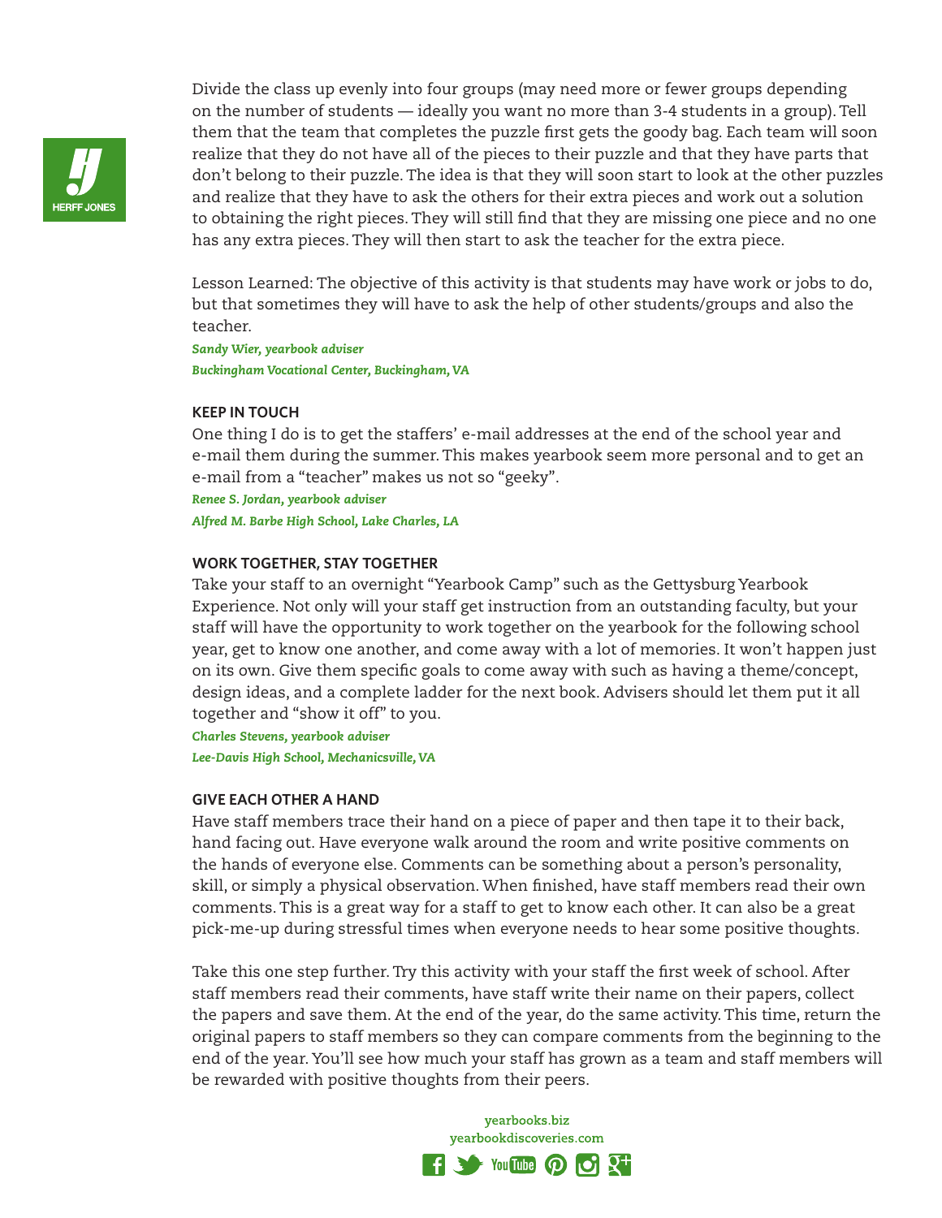Divide the class up evenly into four groups (may need more or fewer groups depending on the number of students — ideally you want no more than 3-4 students in a group). Tell them that the team that completes the puzzle first gets the goody bag. Each team will soon realize that they do not have all of the pieces to their puzzle and that they have parts that don't belong to their puzzle. The idea is that they will soon start to look at the other puzzles and realize that they have to ask the others for their extra pieces and work out a solution to obtaining the right pieces. They will still find that they are missing one piece and no one has any extra pieces. They will then start to ask the teacher for the extra piece.

Lesson Learned: The objective of this activity is that students may have work or jobs to do, but that sometimes they will have to ask the help of other students/groups and also the teacher.

***Sandy Wier, yearbook adviser***
***Buckingham Vocational Center, Buckingham, VA***

### KEEP IN TOUCH

One thing I do is to get the staffers' e-mail addresses at the end of the school year and e-mail them during the summer. This makes yearbook seem more personal and to get an e-mail from a "teacher" makes us not so "geeky".

***Renee S. Jordan, yearbook adviser***
***Alfred M. Barbe High School, Lake Charles, LA***

### WORK TOGETHER, STAY TOGETHER

Take your staff to an overnight "Yearbook Camp" such as the Gettysburg Yearbook Experience. Not only will your staff get instruction from an outstanding faculty, but your staff will have the opportunity to work together on the yearbook for the following school year, get to know one another, and come away with a lot of memories. It won't happen just on its own. Give them specific goals to come away with such as having a theme/concept, design ideas, and a complete ladder for the next book. Advisers should let them put it all together and "show it off" to you.

***Charles Stevens, yearbook adviser***
***Lee-Davis High School, Mechanicsville, VA***

### GIVE EACH OTHER A HAND

Have staff members trace their hand on a piece of paper and then tape it to their back, hand facing out. Have everyone walk around the room and write positive comments on the hands of everyone else. Comments can be something about a person's personality, skill, or simply a physical observation. When finished, have staff members read their own comments. This is a great way for a staff to get to know each other. It can also be a great pick-me-up during stressful times when everyone needs to hear some positive thoughts.

Take this one step further. Try this activity with your staff the first week of school. After staff members read their comments, have staff write their name on their papers, collect the papers and save them. At the end of the year, do the same activity. This time, return the original papers to staff members so they can compare comments from the beginning to the end of the year. You'll see how much your staff has grown as a team and staff members will be rewarded with positive thoughts from their peers.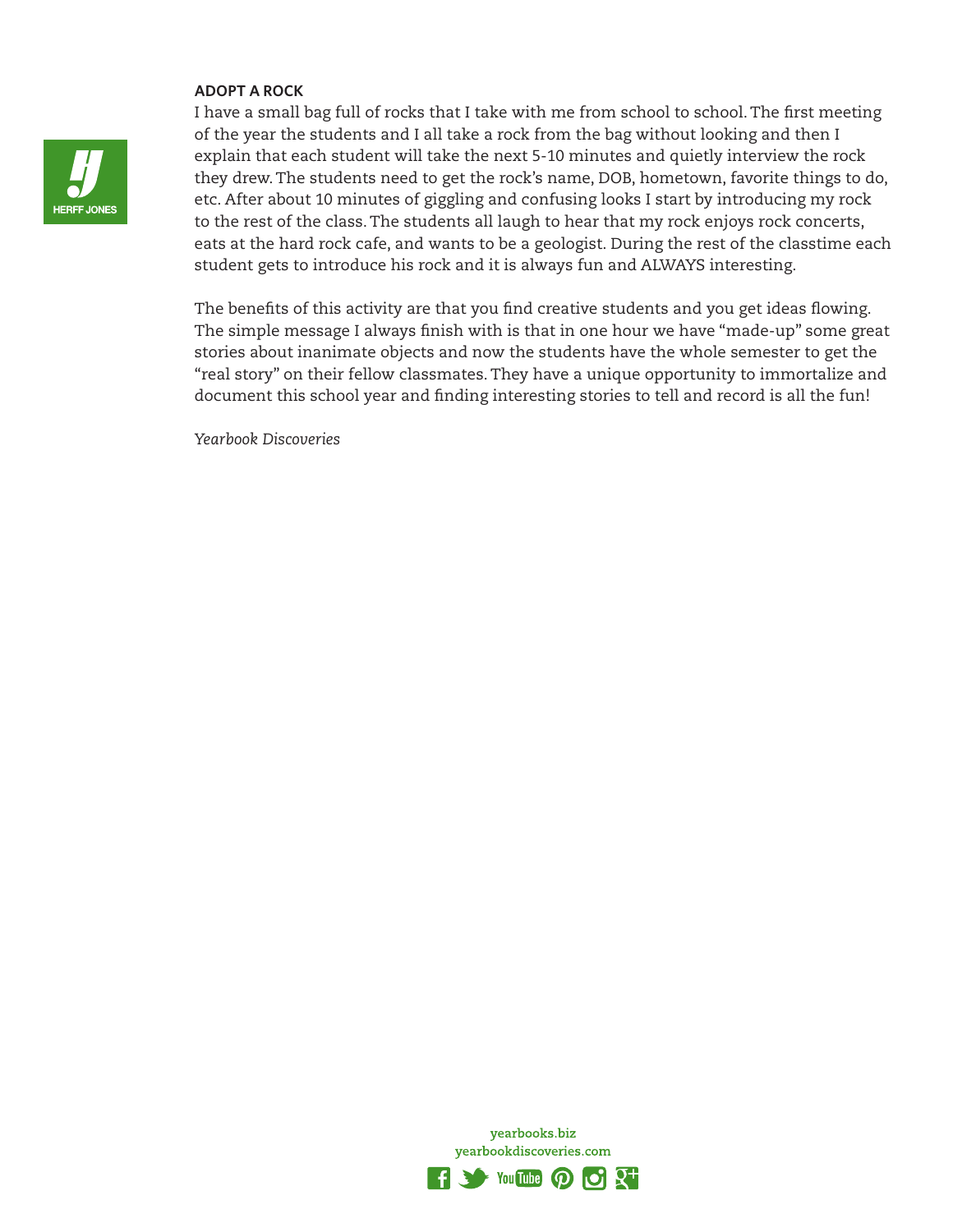**ADOPT A ROCK**

I have a small bag full of rocks that I take with me from school to school. The first meeting of the year the students and I all take a rock from the bag without looking and then I explain that each student will take the next 5-10 minutes and quietly interview the rock they drew. The students need to get the rock's name, DOB, hometown, favorite things to do, etc. After about 10 minutes of giggling and confusing looks I start by introducing my rock to the rest of the class. The students all laugh to hear that my rock enjoys rock concerts, eats at the hard rock cafe, and wants to be a geologist. During the rest of the classtime each student gets to introduce his rock and it is always fun and ALWAYS interesting.

The benefits of this activity are that you find creative students and you get ideas flowing. The simple message I always finish with is that in one hour we have "made-up" some great stories about inanimate objects and now the students have the whole semester to get the "real story" on their fellow classmates. They have a unique opportunity to immortalize and document this school year and finding interesting stories to tell and record is all the fun!

*Yearbook Discoveries*

yearbooks.biz
yearbookdiscoveries.com